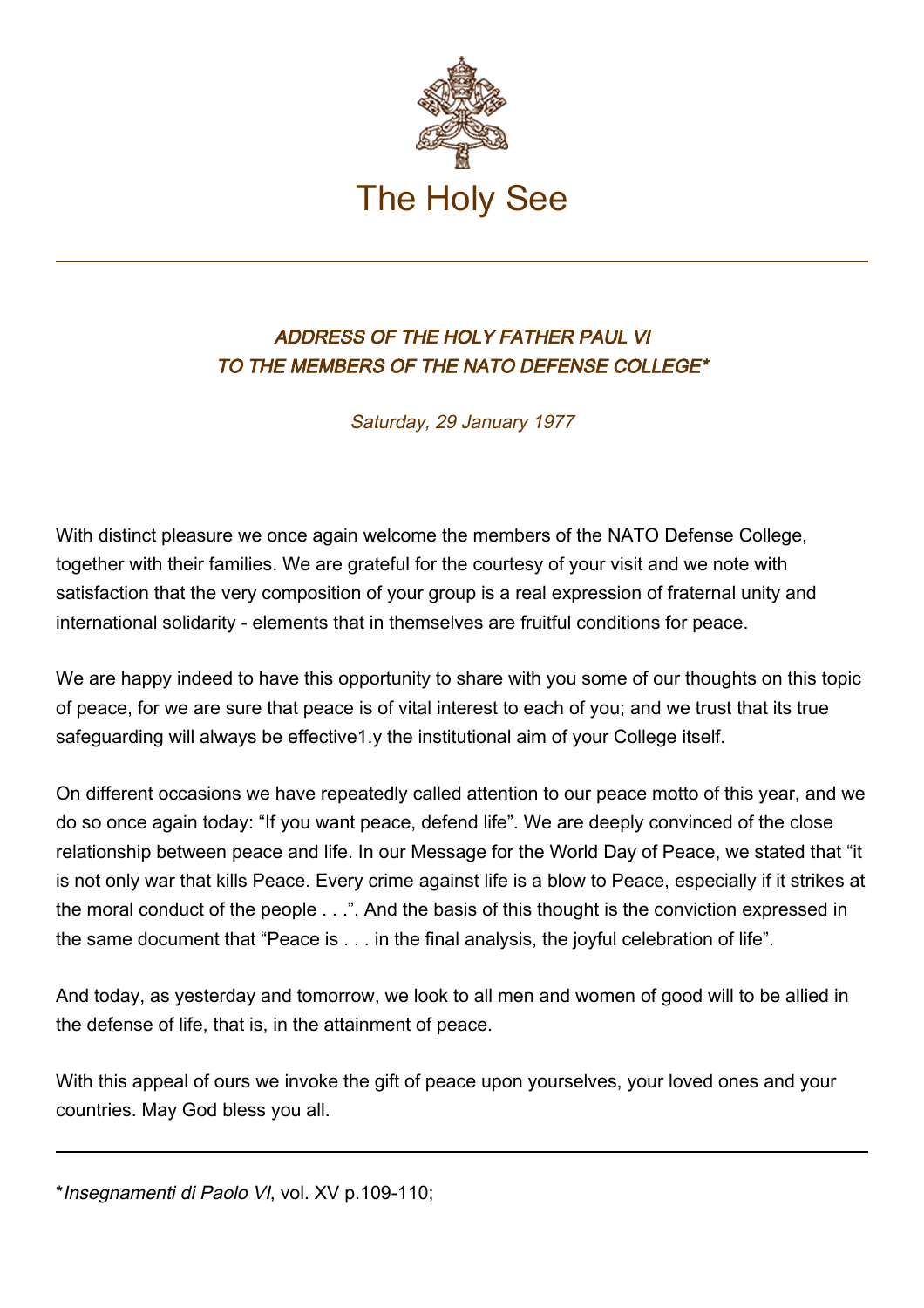The Holy See

### *ADDRESS OF THE HOLY FATHER PAUL VI TO THE MEMBERS OF THE NATO DEFENSE COLLEGE**

*Saturday, 29 January 1977*

With distinct pleasure we once again welcome the members of the NATO Defense College, together with their families. We are grateful for the courtesy of your visit and we note with satisfaction that the very composition of your group is a real expression of fraternal unity and international solidarity - elements that in themselves are fruitful conditions for peace.

We are happy indeed to have this opportunity to share with you some of our thoughts on this topic of peace, for we are sure that peace is of vital interest to each of you; and we trust that its true safeguarding will always be effective1.y the institutional aim of your College itself.

On different occasions we have repeatedly called attention to our peace motto of this year, and we do so once again today: “If you want peace, defend life”. We are deeply convinced of the close relationship between peace and life. In our Message for the World Day of Peace, we stated that “it is not only war that kills Peace. Every crime against life is a blow to Peace, especially if it strikes at the moral conduct of the people . . .”. And the basis of this thought is the conviction expressed in the same document that “Peace is . . . in the final analysis, the joyful celebration of life”.

And today, as yesterday and tomorrow, we look to all men and women of good will to be allied in the defense of life, that is, in the attainment of peace.

With this appeal of ours we invoke the gift of peace upon yourselves, your loved ones and your countries. May God bless you all.

---

**Insegnamenti di Paolo VI*, vol. XV p.109-110;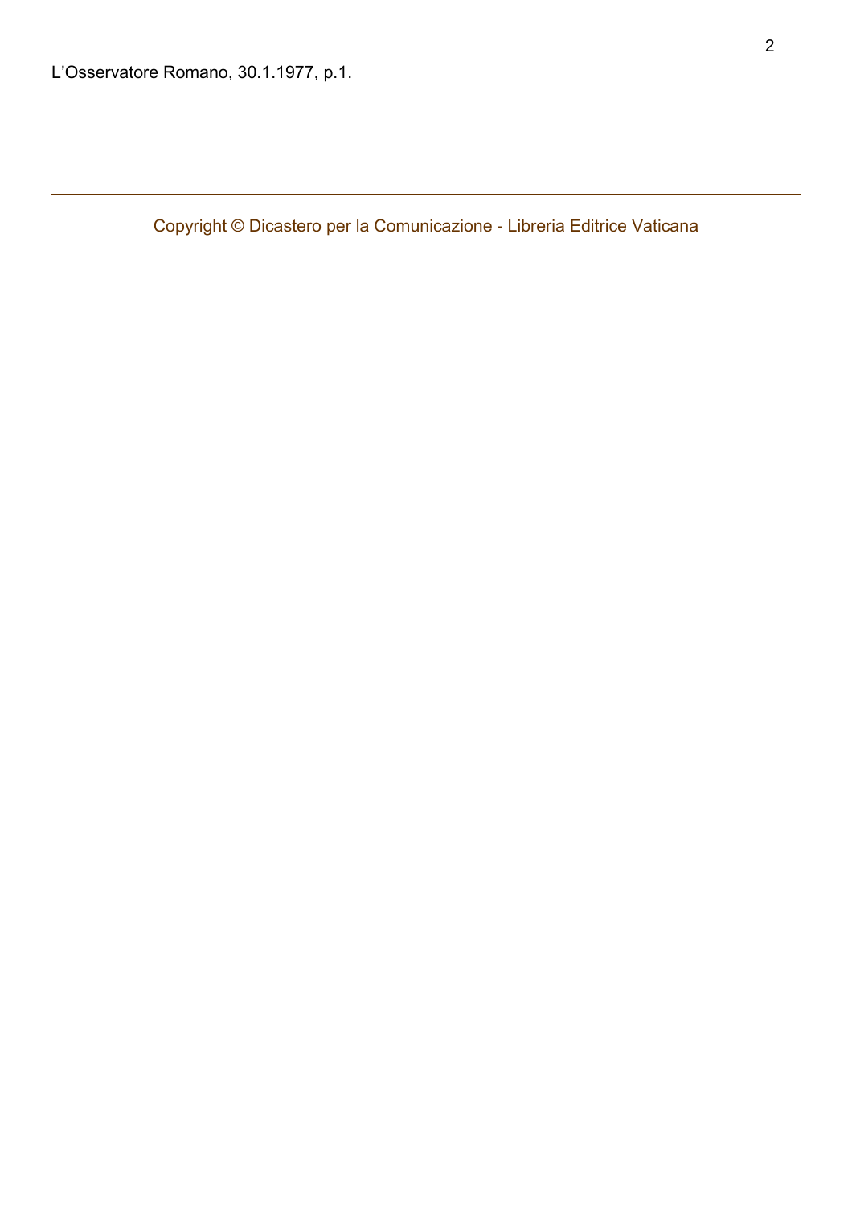L'Osservatore Romano, 30.1.1977, p.1.

---

Copyright © Dicastero per la Comunicazione - Libreria Editrice Vaticana